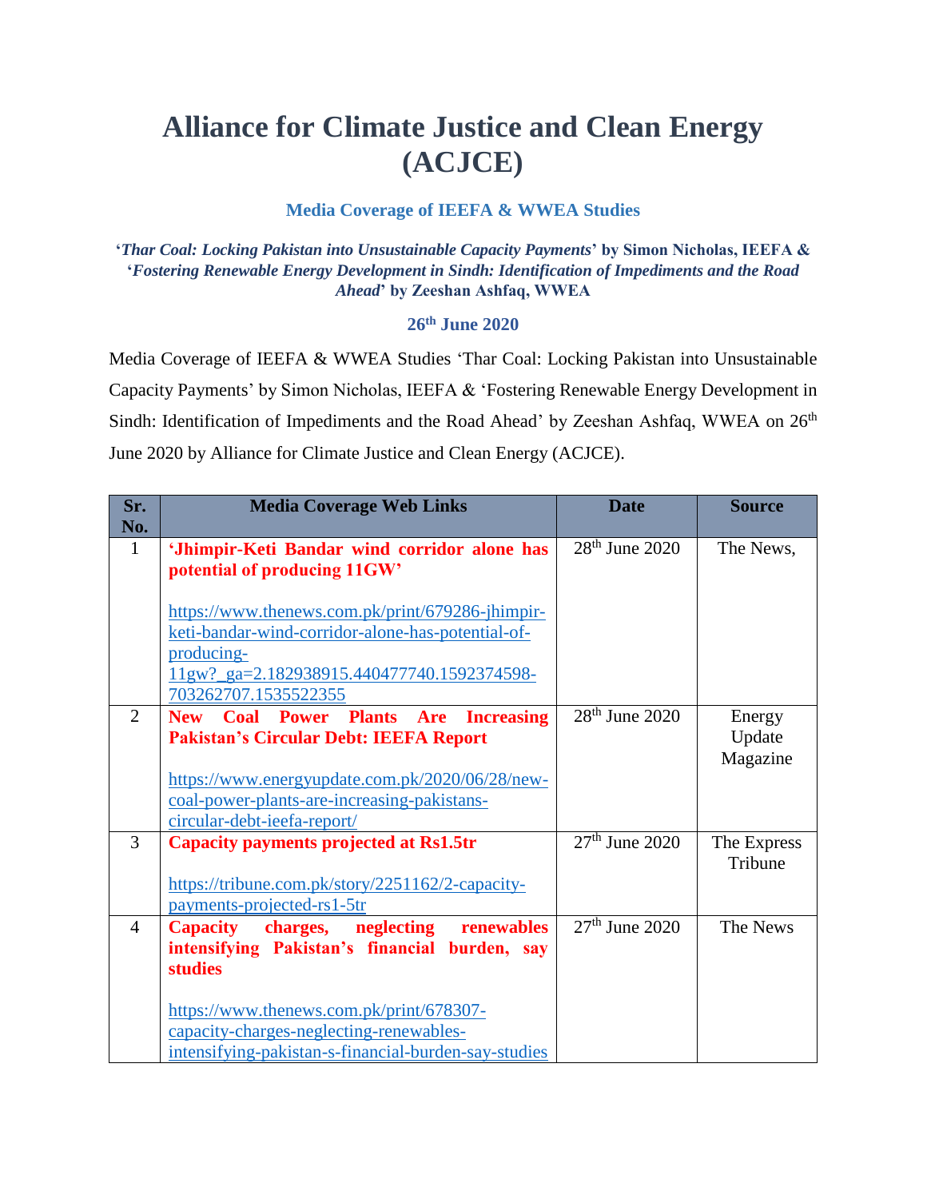# Alliance for Climate Justice and Clean Energy (ACJCE)

## Media Coverage of IEEFA & WWEA Studies

**'*Thar Coal: Locking Pakistan into Unsustainable Capacity Payments*' by Simon Nicholas, IEEFA & '*Fostering Renewable Energy Development in Sindh: Identification of Impediments and the Road Ahead*' by Zeeshan Ashfaq, WWEA**

**26th June 2020**

Media Coverage of IEEFA & WWEA Studies 'Thar Coal: Locking Pakistan into Unsustainable Capacity Payments' by Simon Nicholas, IEEFA & 'Fostering Renewable Energy Development in Sindh: Identification of Impediments and the Road Ahead' by Zeeshan Ashfaq, WWEA on 26th June 2020 by Alliance for Climate Justice and Clean Energy (ACJCE).

| Sr. No. | Media Coverage Web Links | Date | Source |
|---|---|---|---|
| 1 | **'Jhimpir-Keti Bandar wind corridor alone has potential of producing 11GW'**<br><br>https://www.thenews.com.pk/print/679286-jhimpir-keti-bandar-wind-corridor-alone-has-potential-of-producing-11gw?_ga=2.182938915.440477740.1592374598-703262707.1535522355 | 28th June 2020 | The News, |
| 2 | **New Coal Power Plants Are Increasing Pakistan's Circular Debt: IEEFA Report**<br><br>https://www.energyupdate.com.pk/2020/06/28/new-coal-power-plants-are-increasing-pakistans-circular-debt-ieefa-report/ | 28th June 2020 | Energy Update Magazine |
| 3 | **Capacity payments projected at Rs1.5tr**<br><br>https://tribune.com.pk/story/2251162/2-capacity-payments-projected-rs1-5tr | 27th June 2020 | The Express Tribune |
| 4 | **Capacity charges, neglecting renewables intensifying Pakistan's financial burden, say studies**<br><br>https://www.thenews.com.pk/print/678307-capacity-charges-neglecting-renewables-intensifying-pakistan-s-financial-burden-say-studies | 27th June 2020 | The News |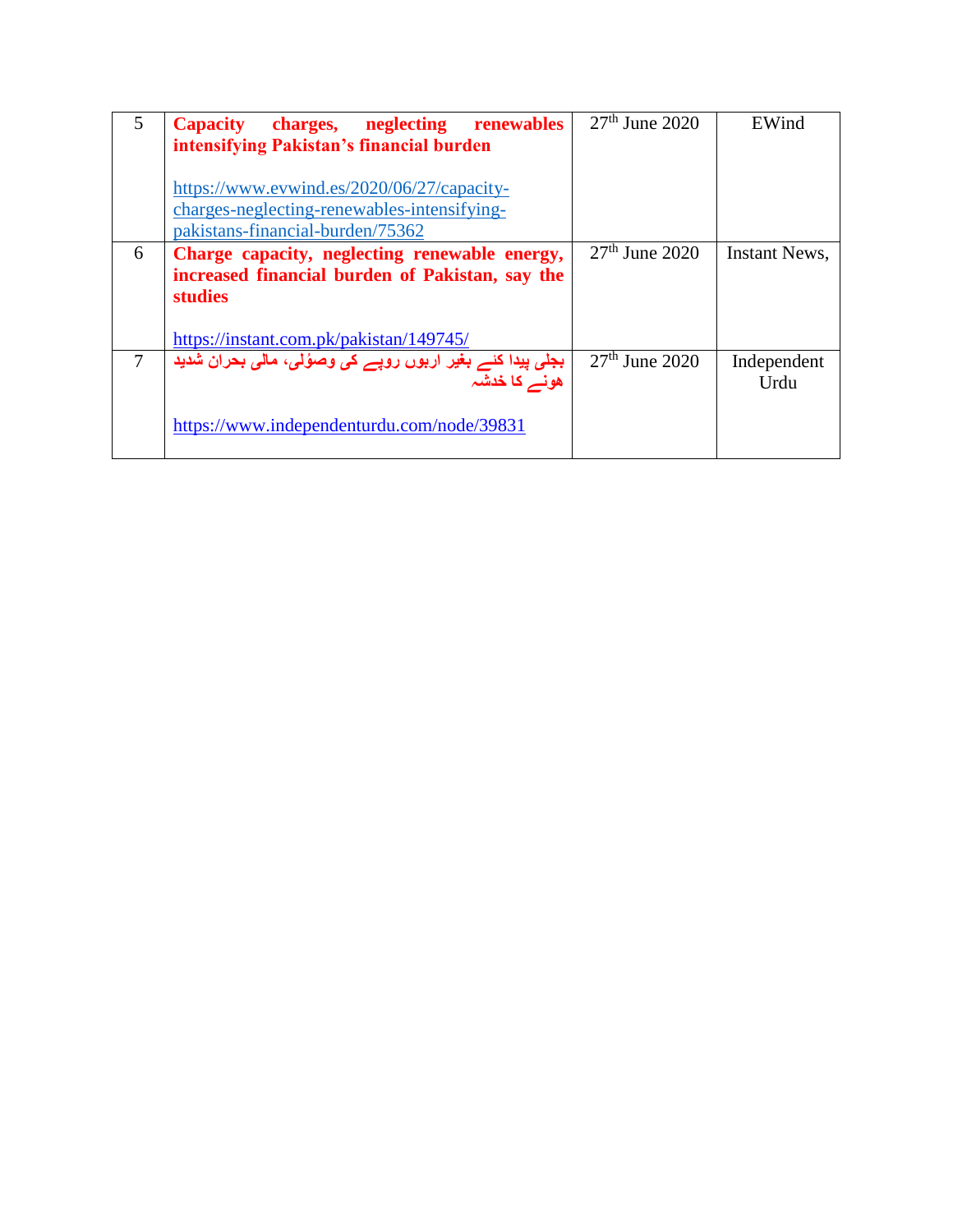| | | | |
|---|---|---|---|
| 5 | **Capacity charges, neglecting renewables intensifying Pakistan's financial burden**<br><br>https://www.evwind.es/2020/06/27/capacity-charges-neglecting-renewables-intensifying-pakistans-financial-burden/75362 | 27th June 2020 | EWind |
| 6 | **Charge capacity, neglecting renewable energy, increased financial burden of Pakistan, say the studies**<br><br>https://instant.com.pk/pakistan/149745/ | 27th June 2020 | Instant News, |
| 7 | **بجلی پیدا کئے بغیر اربوں روپے کی وصؤلی، مالی بحران شدید ہونے کا خدشہ**<br><br>https://www.independenturdu.com/node/39831 | 27th June 2020 | Independent Urdu |